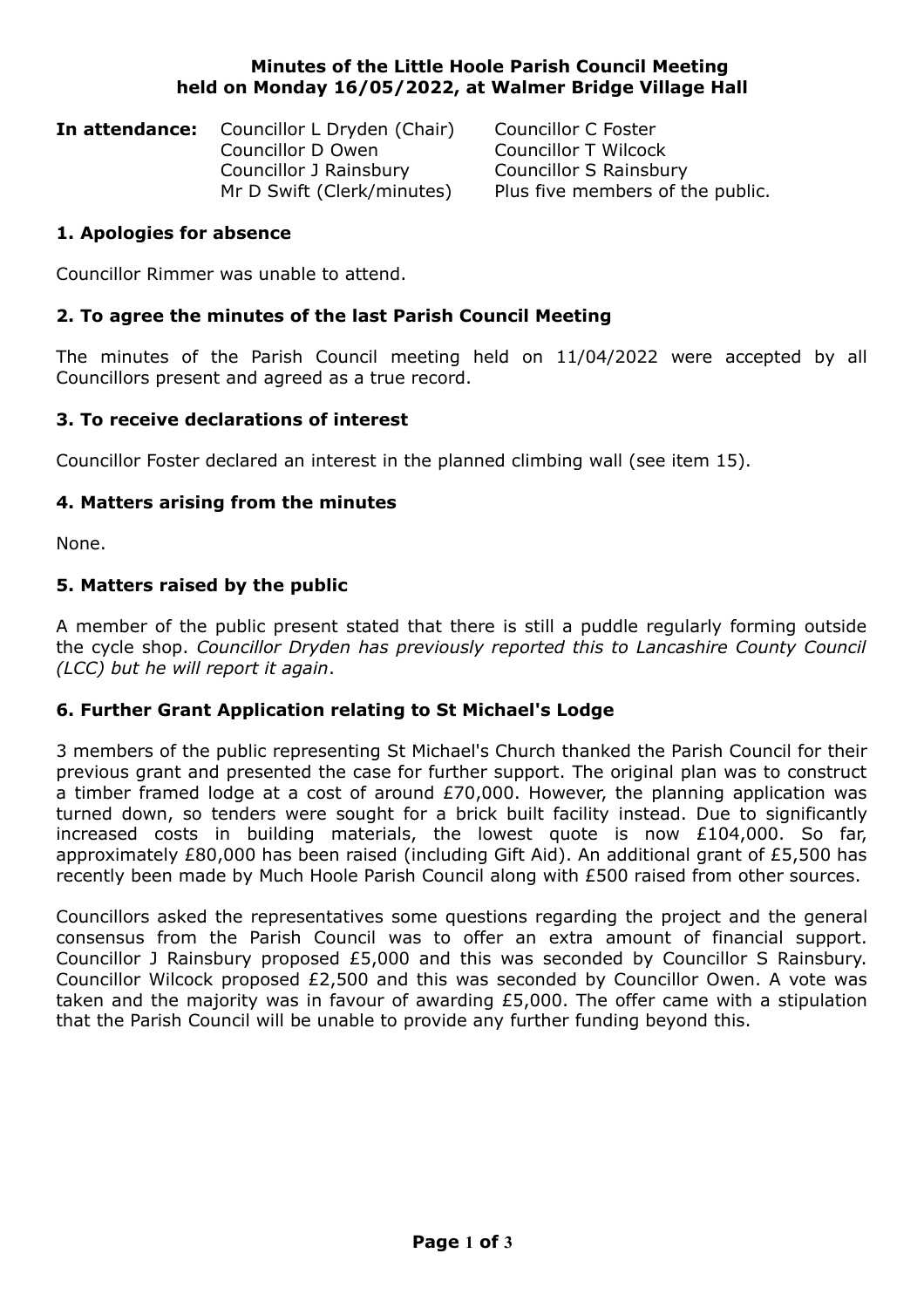**Minutes of the Little Hoole Parish Council Meeting held on Monday 16/05/2022, at Walmer Bridge Village Hall**

**In attendance:** Councillor L Dryden (Chair), Councillor C Foster, Councillor D Owen, Councillor T Wilcock, Councillor J Rainsbury, Councillor S Rainsbury, Mr D Swift (Clerk/minutes), Plus five members of the public.

### 1. Apologies for absence

Councillor Rimmer was unable to attend.

### 2. To agree the minutes of the last Parish Council Meeting

The minutes of the Parish Council meeting held on 11/04/2022 were accepted by all Councillors present and agreed as a true record.

### 3. To receive declarations of interest

Councillor Foster declared an interest in the planned climbing wall (see item 15).

### 4. Matters arising from the minutes

None.

### 5. Matters raised by the public

A member of the public present stated that there is still a puddle regularly forming outside the cycle shop. *Councillor Dryden has previously reported this to Lancashire County Council (LCC) but he will report it again*.

### 6. Further Grant Application relating to St Michael's Lodge

3 members of the public representing St Michael's Church thanked the Parish Council for their previous grant and presented the case for further support. The original plan was to construct a timber framed lodge at a cost of around £70,000. However, the planning application was turned down, so tenders were sought for a brick built facility instead. Due to significantly increased costs in building materials, the lowest quote is now £104,000. So far, approximately £80,000 has been raised (including Gift Aid). An additional grant of £5,500 has recently been made by Much Hoole Parish Council along with £500 raised from other sources.

Councillors asked the representatives some questions regarding the project and the general consensus from the Parish Council was to offer an extra amount of financial support. Councillor J Rainsbury proposed £5,000 and this was seconded by Councillor S Rainsbury. Councillor Wilcock proposed £2,500 and this was seconded by Councillor Owen. A vote was taken and the majority was in favour of awarding £5,000. The offer came with a stipulation that the Parish Council will be unable to provide any further funding beyond this.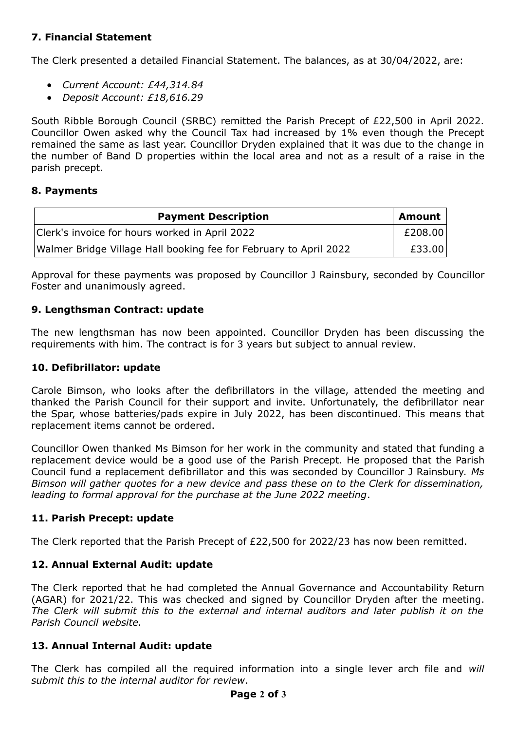### 7. Financial Statement

The Clerk presented a detailed Financial Statement. The balances, as at 30/04/2022, are:

- *Current Account: £44,314.84*
- *Deposit Account: £18,616.29*

South Ribble Borough Council (SRBC) remitted the Parish Precept of £22,500 in April 2022. Councillor Owen asked why the Council Tax had increased by 1% even though the Precept remained the same as last year. Councillor Dryden explained that it was due to the change in the number of Band D properties within the local area and not as a result of a raise in the parish precept.

### 8. Payments

| Payment Description | Amount |
|---|---|
| Clerk's invoice for hours worked in April 2022 | £208.00 |
| Walmer Bridge Village Hall booking fee for February to April 2022 | £33.00 |

Approval for these payments was proposed by Councillor J Rainsbury, seconded by Councillor Foster and unanimously agreed.

### 9. Lengthsman Contract: update

The new lengthsman has now been appointed. Councillor Dryden has been discussing the requirements with him. The contract is for 3 years but subject to annual review.

### 10. Defibrillator: update

Carole Bimson, who looks after the defibrillators in the village, attended the meeting and thanked the Parish Council for their support and invite. Unfortunately, the defibrillator near the Spar, whose batteries/pads expire in July 2022, has been discontinued. This means that replacement items cannot be ordered.

Councillor Owen thanked Ms Bimson for her work in the community and stated that funding a replacement device would be a good use of the Parish Precept. He proposed that the Parish Council fund a replacement defibrillator and this was seconded by Councillor J Rainsbury. *Ms Bimson will gather quotes for a new device and pass these on to the Clerk for dissemination, leading to formal approval for the purchase at the June 2022 meeting*.

### 11. Parish Precept: update

The Clerk reported that the Parish Precept of £22,500 for 2022/23 has now been remitted.

### 12. Annual External Audit: update

The Clerk reported that he had completed the Annual Governance and Accountability Return (AGAR) for 2021/22. This was checked and signed by Councillor Dryden after the meeting. *The Clerk will submit this to the external and internal auditors and later publish it on the Parish Council website.*

### 13. Annual Internal Audit: update

The Clerk has compiled all the required information into a single lever arch file and *will submit this to the internal auditor for review*.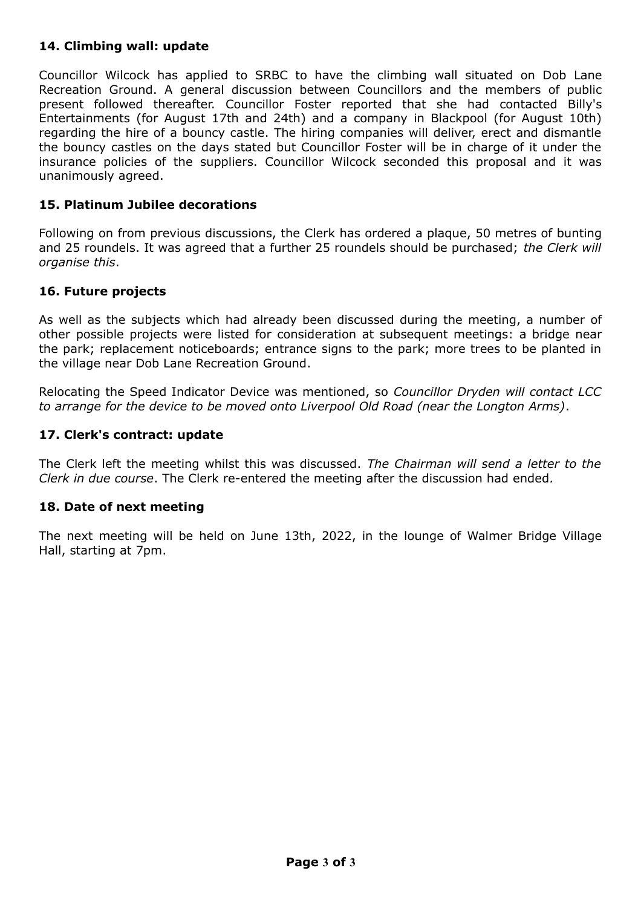### 14. Climbing wall: update

Councillor Wilcock has applied to SRBC to have the climbing wall situated on Dob Lane Recreation Ground. A general discussion between Councillors and the members of public present followed thereafter. Councillor Foster reported that she had contacted Billy's Entertainments (for August 17th and 24th) and a company in Blackpool (for August 10th) regarding the hire of a bouncy castle. The hiring companies will deliver, erect and dismantle the bouncy castles on the days stated but Councillor Foster will be in charge of it under the insurance policies of the suppliers. Councillor Wilcock seconded this proposal and it was unanimously agreed.

### 15. Platinum Jubilee decorations

Following on from previous discussions, the Clerk has ordered a plaque, 50 metres of bunting and 25 roundels. It was agreed that a further 25 roundels should be purchased; *the Clerk will organise this*.

### 16. Future projects

As well as the subjects which had already been discussed during the meeting, a number of other possible projects were listed for consideration at subsequent meetings: a bridge near the park; replacement noticeboards; entrance signs to the park; more trees to be planted in the village near Dob Lane Recreation Ground.

Relocating the Speed Indicator Device was mentioned, so *Councillor Dryden will contact LCC to arrange for the device to be moved onto Liverpool Old Road (near the Longton Arms)*.

### 17. Clerk's contract: update

The Clerk left the meeting whilst this was discussed. *The Chairman will send a letter to the Clerk in due course*. The Clerk re-entered the meeting after the discussion had ended.

### 18. Date of next meeting

The next meeting will be held on June 13th, 2022, in the lounge of Walmer Bridge Village Hall, starting at 7pm.